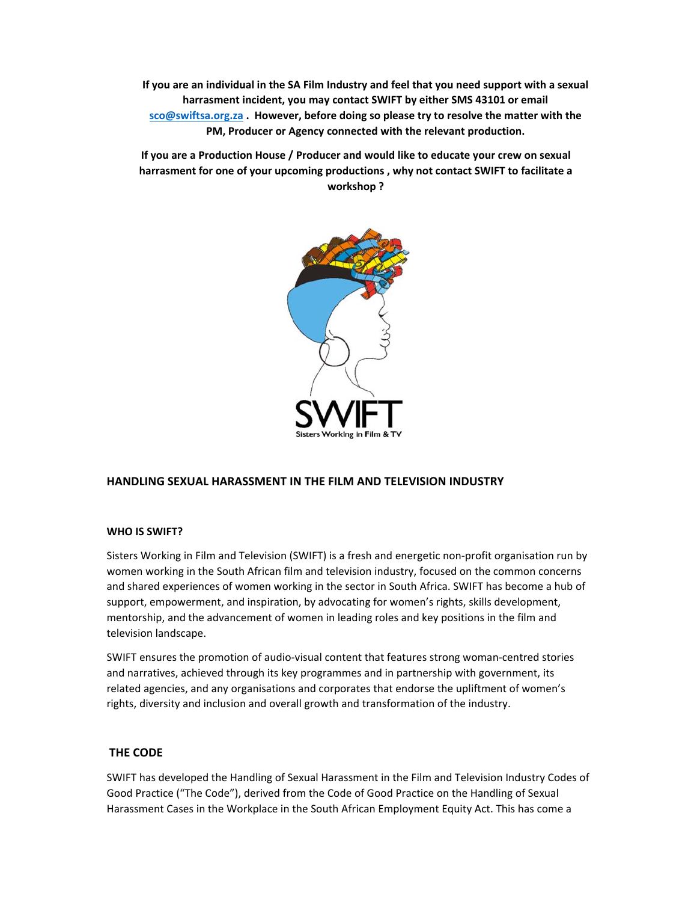**If you are an individual in the SA Film Industry and feel that you need support with a sexual harrasment incident, you may contact SWIFT by either SMS 43101 or email [sco@swiftsa.org.za](mailto:sco@swiftsa.org.za) . However, before doing so please try to resolve the matter with the PM, Producer or Agency connected with the relevant production.**

**If you are a Production House / Producer and would like to educate your crew on sexual harrasment for one of your upcoming productions , why not contact SWIFT to facilitate a workshop ?**

SWIFT

Sisters Working in Film & TV

## HANDLING SEXUAL HARASSMENT IN THE FILM AND TELEVISION INDUSTRY

### WHO IS SWIFT?

Sisters Working in Film and Television (SWIFT) is a fresh and energetic non-profit organisation run by women working in the South African film and television industry, focused on the common concerns and shared experiences of women working in the sector in South Africa. SWIFT has become a hub of support, empowerment, and inspiration, by advocating for women's rights, skills development, mentorship, and the advancement of women in leading roles and key positions in the film and television landscape.

SWIFT ensures the promotion of audio-visual content that features strong woman-centred stories and narratives, achieved through its key programmes and in partnership with government, its related agencies, and any organisations and corporates that endorse the upliftment of women's rights, diversity and inclusion and overall growth and transformation of the industry.

### THE CODE

SWIFT has developed the Handling of Sexual Harassment in the Film and Television Industry Codes of Good Practice ("The Code"), derived from the Code of Good Practice on the Handling of Sexual Harassment Cases in the Workplace in the South African Employment Equity Act. This has come a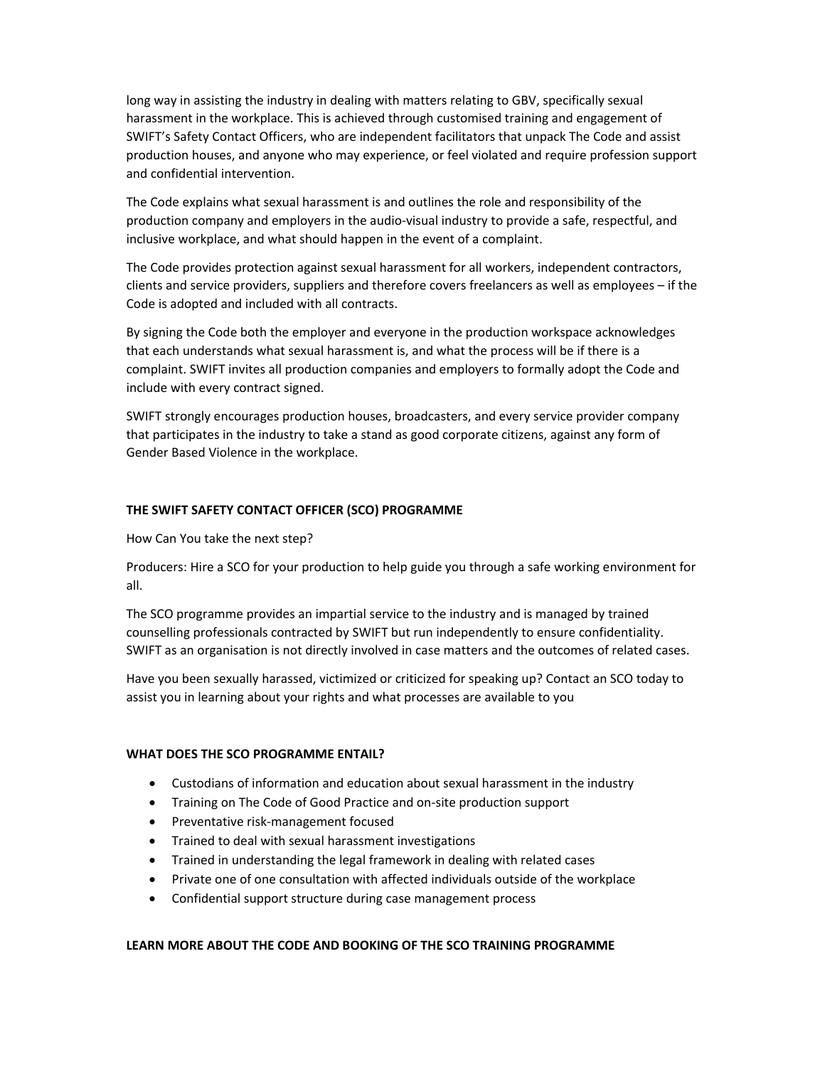long way in assisting the industry in dealing with matters relating to GBV, specifically sexual harassment in the workplace. This is achieved through customised training and engagement of SWIFT's Safety Contact Officers, who are independent facilitators that unpack The Code and assist production houses, and anyone who may experience, or feel violated and require profession support and confidential intervention.

The Code explains what sexual harassment is and outlines the role and responsibility of the production company and employers in the audio-visual industry to provide a safe, respectful, and inclusive workplace, and what should happen in the event of a complaint.

The Code provides protection against sexual harassment for all workers, independent contractors, clients and service providers, suppliers and therefore covers freelancers as well as employees – if the Code is adopted and included with all contracts.

By signing the Code both the employer and everyone in the production workspace acknowledges that each understands what sexual harassment is, and what the process will be if there is a complaint. SWIFT invites all production companies and employers to formally adopt the Code and include with every contract signed.

SWIFT strongly encourages production houses, broadcasters, and every service provider company that participates in the industry to take a stand as good corporate citizens, against any form of Gender Based Violence in the workplace.

**THE SWIFT SAFETY CONTACT OFFICER (SCO) PROGRAMME**

How Can You take the next step?

Producers: Hire a SCO for your production to help guide you through a safe working environment for all.

The SCO programme provides an impartial service to the industry and is managed by trained counselling professionals contracted by SWIFT but run independently to ensure confidentiality. SWIFT as an organisation is not directly involved in case matters and the outcomes of related cases.

Have you been sexually harassed, victimized or criticized for speaking up? Contact an SCO today to assist you in learning about your rights and what processes are available to you

**WHAT DOES THE SCO PROGRAMME ENTAIL?**

- Custodians of information and education about sexual harassment in the industry
- Training on The Code of Good Practice and on-site production support
- Preventative risk-management focused
- Trained to deal with sexual harassment investigations
- Trained in understanding the legal framework in dealing with related cases
- Private one of one consultation with affected individuals outside of the workplace
- Confidential support structure during case management process

**LEARN MORE ABOUT THE CODE AND BOOKING OF THE SCO TRAINING PROGRAMME**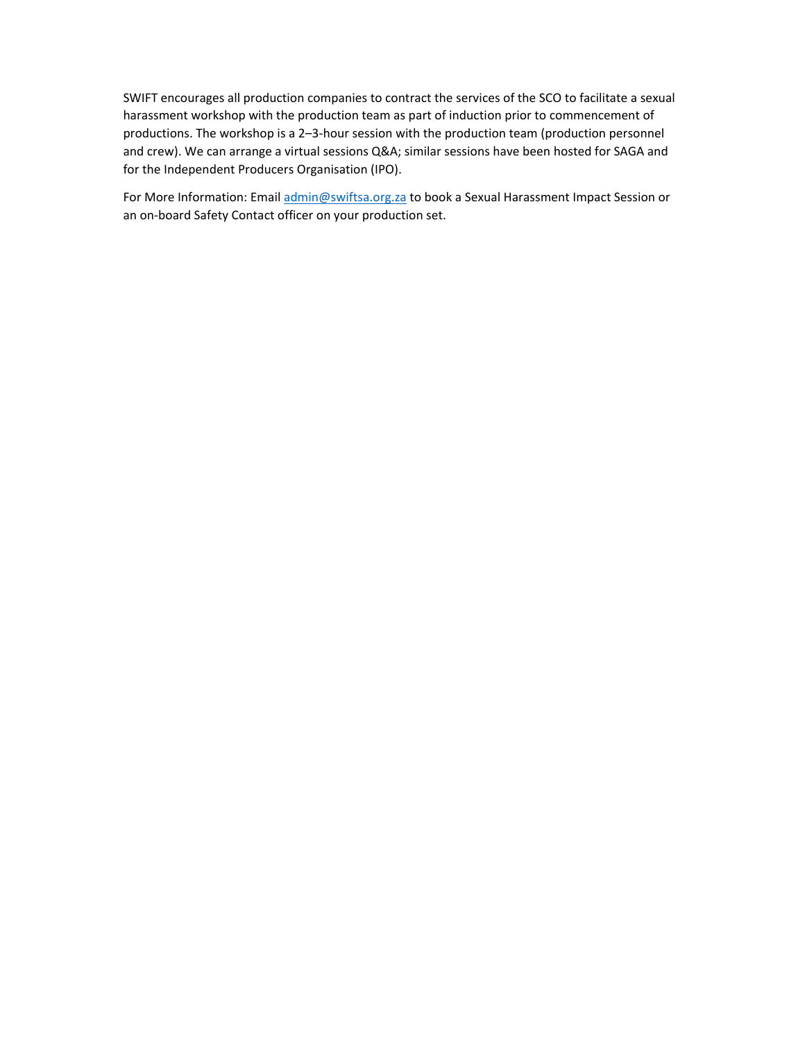SWIFT encourages all production companies to contract the services of the SCO to facilitate a sexual harassment workshop with the production team as part of induction prior to commencement of productions. The workshop is a 2–3-hour session with the production team (production personnel and crew). We can arrange a virtual sessions Q&A; similar sessions have been hosted for SAGA and for the Independent Producers Organisation (IPO).

For More Information: Email [admin@swiftsa.org.za](mailto:admin@swiftsa.org.za) to book a Sexual Harassment Impact Session or an on-board Safety Contact officer on your production set.